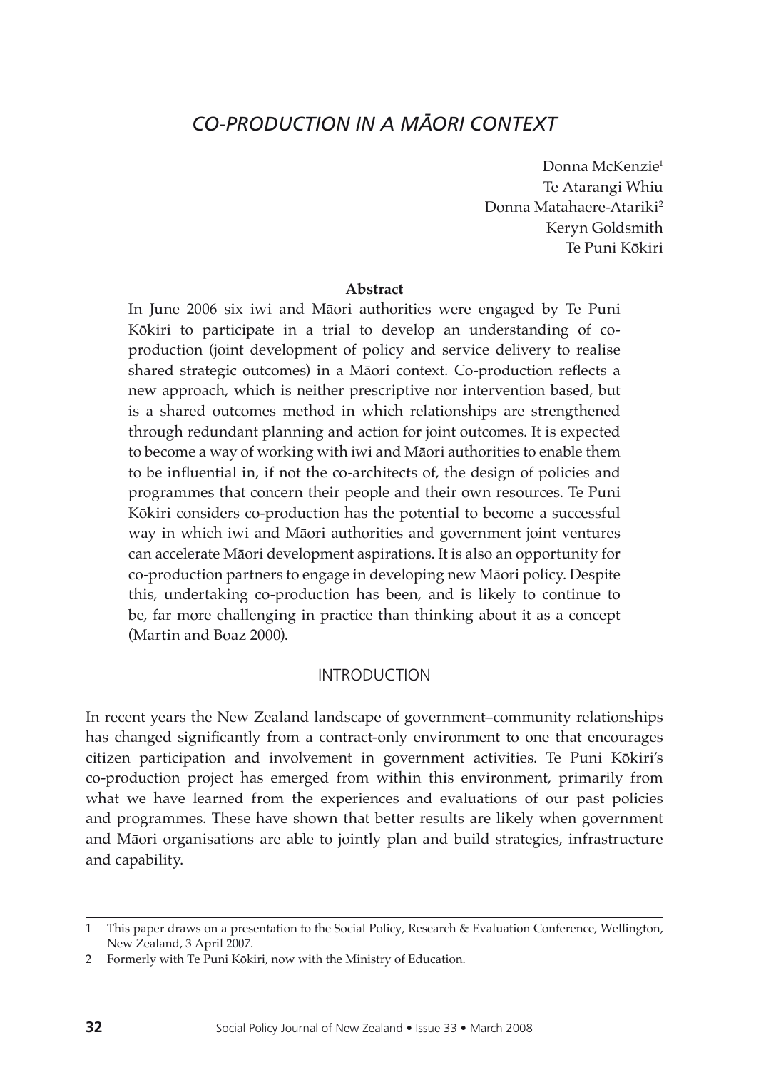# *CO-PRODUCTION IN A MĀORI CONTEXT*

Donna McKenzie[1]
Te Atarangi Whiu
Donna Matahaere-Atariki[2]
Keryn Goldsmith
Te Puni Kōkiri

**Abstract**

In June 2006 six iwi and Māori authorities were engaged by Te Puni Kōkiri to participate in a trial to develop an understanding of co-production (joint development of policy and service delivery to realise shared strategic outcomes) in a Māori context. Co-production reflects a new approach, which is neither prescriptive nor intervention based, but is a shared outcomes method in which relationships are strengthened through redundant planning and action for joint outcomes. It is expected to become a way of working with iwi and Māori authorities to enable them to be influential in, if not the co-architects of, the design of policies and programmes that concern their people and their own resources. Te Puni Kōkiri considers co-production has the potential to become a successful way in which iwi and Māori authorities and government joint ventures can accelerate Māori development aspirations. It is also an opportunity for co-production partners to engage in developing new Māori policy. Despite this, undertaking co-production has been, and is likely to continue to be, far more challenging in practice than thinking about it as a concept (Martin and Boaz 2000).

## INTRODUCTION

In recent years the New Zealand landscape of government–community relationships has changed significantly from a contract-only environment to one that encourages citizen participation and involvement in government activities. Te Puni Kōkiri's co-production project has emerged from within this environment, primarily from what we have learned from the experiences and evaluations of our past policies and programmes. These have shown that better results are likely when government and Māori organisations are able to jointly plan and build strategies, infrastructure and capability.

---

1 This paper draws on a presentation to the Social Policy, Research & Evaluation Conference, Wellington, New Zealand, 3 April 2007.

2 Formerly with Te Puni Kōkiri, now with the Ministry of Education.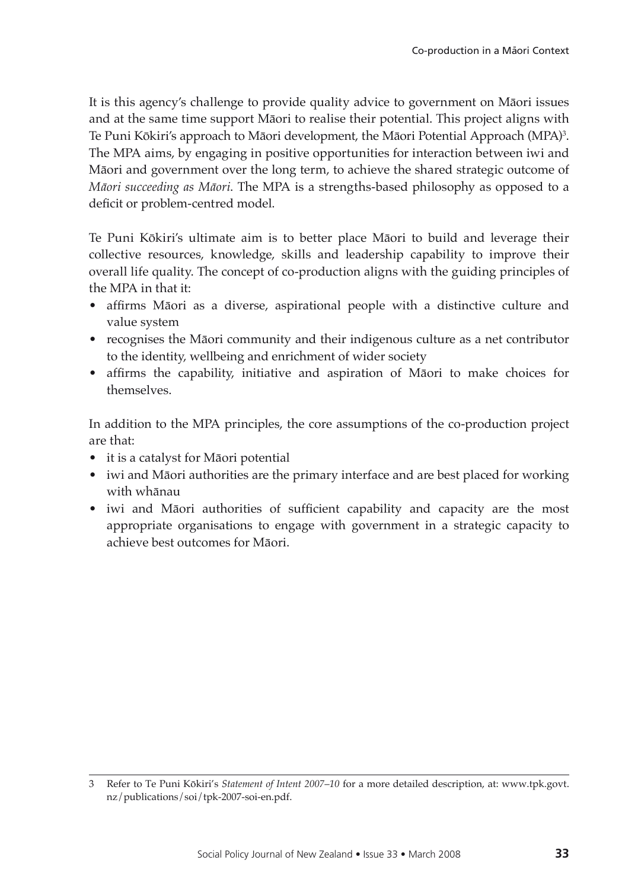It is this agency's challenge to provide quality advice to government on Māori issues and at the same time support Māori to realise their potential. This project aligns with Te Puni Kōkiri's approach to Māori development, the Māori Potential Approach (MPA)[3]. The MPA aims, by engaging in positive opportunities for interaction between iwi and Māori and government over the long term, to achieve the shared strategic outcome of *Māori succeeding as Māori*. The MPA is a strengths-based philosophy as opposed to a deficit or problem-centred model.

Te Puni Kōkiri's ultimate aim is to better place Māori to build and leverage their collective resources, knowledge, skills and leadership capability to improve their overall life quality. The concept of co-production aligns with the guiding principles of the MPA in that it:

- affirms Māori as a diverse, aspirational people with a distinctive culture and value system
- recognises the Māori community and their indigenous culture as a net contributor to the identity, wellbeing and enrichment of wider society
- affirms the capability, initiative and aspiration of Māori to make choices for themselves.

In addition to the MPA principles, the core assumptions of the co-production project are that:

- it is a catalyst for Māori potential
- iwi and Māori authorities are the primary interface and are best placed for working with whānau
- iwi and Māori authorities of sufficient capability and capacity are the most appropriate organisations to engage with government in a strategic capacity to achieve best outcomes for Māori.

---

3 Refer to Te Puni Kōkiri's *Statement of Intent 2007–10* for a more detailed description, at: www.tpk.govt.nz/publications/soi/tpk-2007-soi-en.pdf.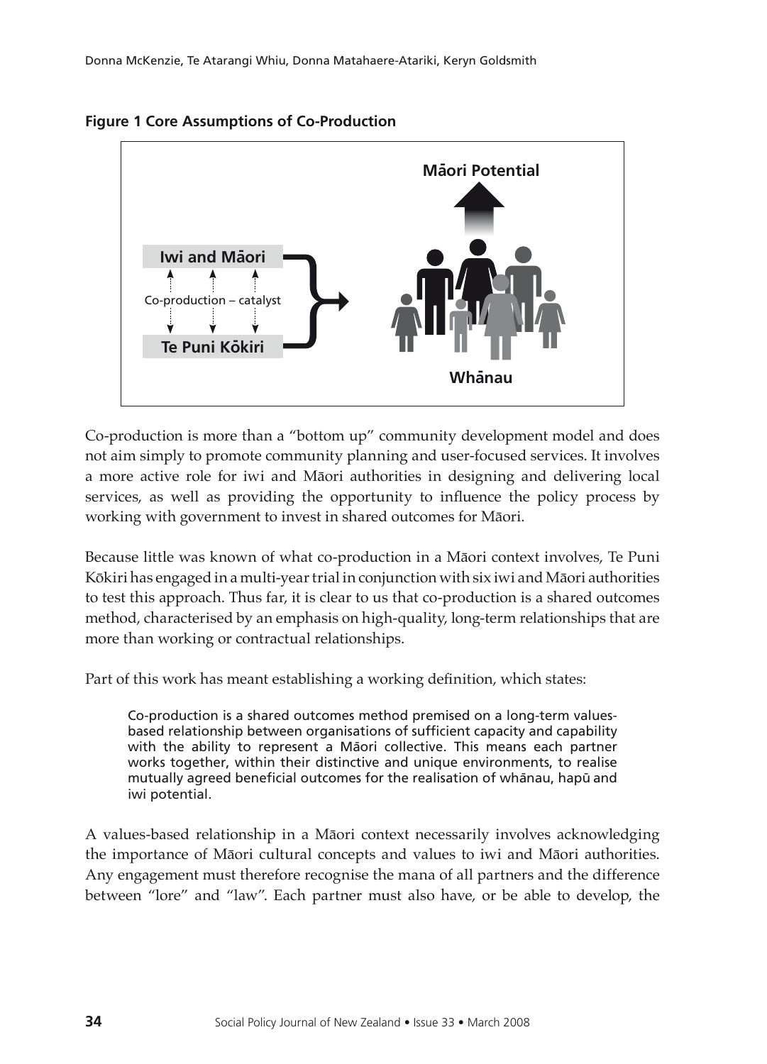**Figure 1 Core Assumptions of Co-Production**

Māori Potential

Iwi and Māori

Co-production – catalyst

Te Puni Kōkiri

Whānau

Co-production is more than a "bottom up" community development model and does not aim simply to promote community planning and user-focused services. It involves a more active role for iwi and Māori authorities in designing and delivering local services, as well as providing the opportunity to influence the policy process by working with government to invest in shared outcomes for Māori.

Because little was known of what co-production in a Māori context involves, Te Puni Kōkiri has engaged in a multi-year trial in conjunction with six iwi and Māori authorities to test this approach. Thus far, it is clear to us that co-production is a shared outcomes method, characterised by an emphasis on high-quality, long-term relationships that are more than working or contractual relationships.

Part of this work has meant establishing a working definition, which states:

> Co-production is a shared outcomes method premised on a long-term values-based relationship between organisations of sufficient capacity and capability with the ability to represent a Māori collective. This means each partner works together, within their distinctive and unique environments, to realise mutually agreed beneficial outcomes for the realisation of whānau, hapū and iwi potential.

A values-based relationship in a Māori context necessarily involves acknowledging the importance of Māori cultural concepts and values to iwi and Māori authorities. Any engagement must therefore recognise the mana of all partners and the difference between "lore" and "law". Each partner must also have, or be able to develop, the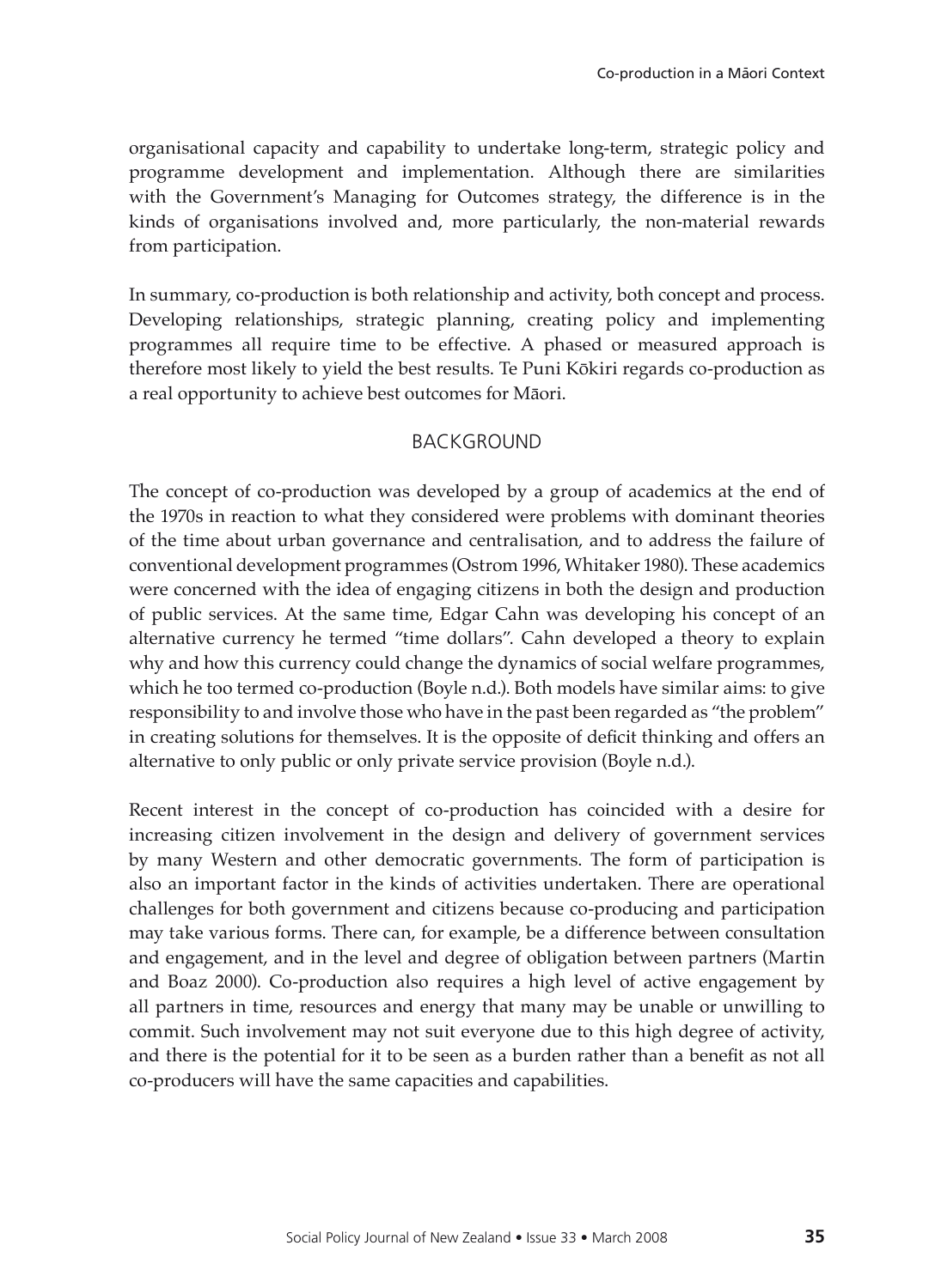organisational capacity and capability to undertake long-term, strategic policy and programme development and implementation. Although there are similarities with the Government's Managing for Outcomes strategy, the difference is in the kinds of organisations involved and, more particularly, the non-material rewards from participation.

In summary, co-production is both relationship and activity, both concept and process. Developing relationships, strategic planning, creating policy and implementing programmes all require time to be effective. A phased or measured approach is therefore most likely to yield the best results. Te Puni Kōkiri regards co-production as a real opportunity to achieve best outcomes for Māori.

## BACKGROUND

The concept of co-production was developed by a group of academics at the end of the 1970s in reaction to what they considered were problems with dominant theories of the time about urban governance and centralisation, and to address the failure of conventional development programmes (Ostrom 1996, Whitaker 1980). These academics were concerned with the idea of engaging citizens in both the design and production of public services. At the same time, Edgar Cahn was developing his concept of an alternative currency he termed "time dollars". Cahn developed a theory to explain why and how this currency could change the dynamics of social welfare programmes, which he too termed co-production (Boyle n.d.). Both models have similar aims: to give responsibility to and involve those who have in the past been regarded as "the problem" in creating solutions for themselves. It is the opposite of deficit thinking and offers an alternative to only public or only private service provision (Boyle n.d.).

Recent interest in the concept of co-production has coincided with a desire for increasing citizen involvement in the design and delivery of government services by many Western and other democratic governments. The form of participation is also an important factor in the kinds of activities undertaken. There are operational challenges for both government and citizens because co-producing and participation may take various forms. There can, for example, be a difference between consultation and engagement, and in the level and degree of obligation between partners (Martin and Boaz 2000). Co-production also requires a high level of active engagement by all partners in time, resources and energy that many may be unable or unwilling to commit. Such involvement may not suit everyone due to this high degree of activity, and there is the potential for it to be seen as a burden rather than a benefit as not all co-producers will have the same capacities and capabilities.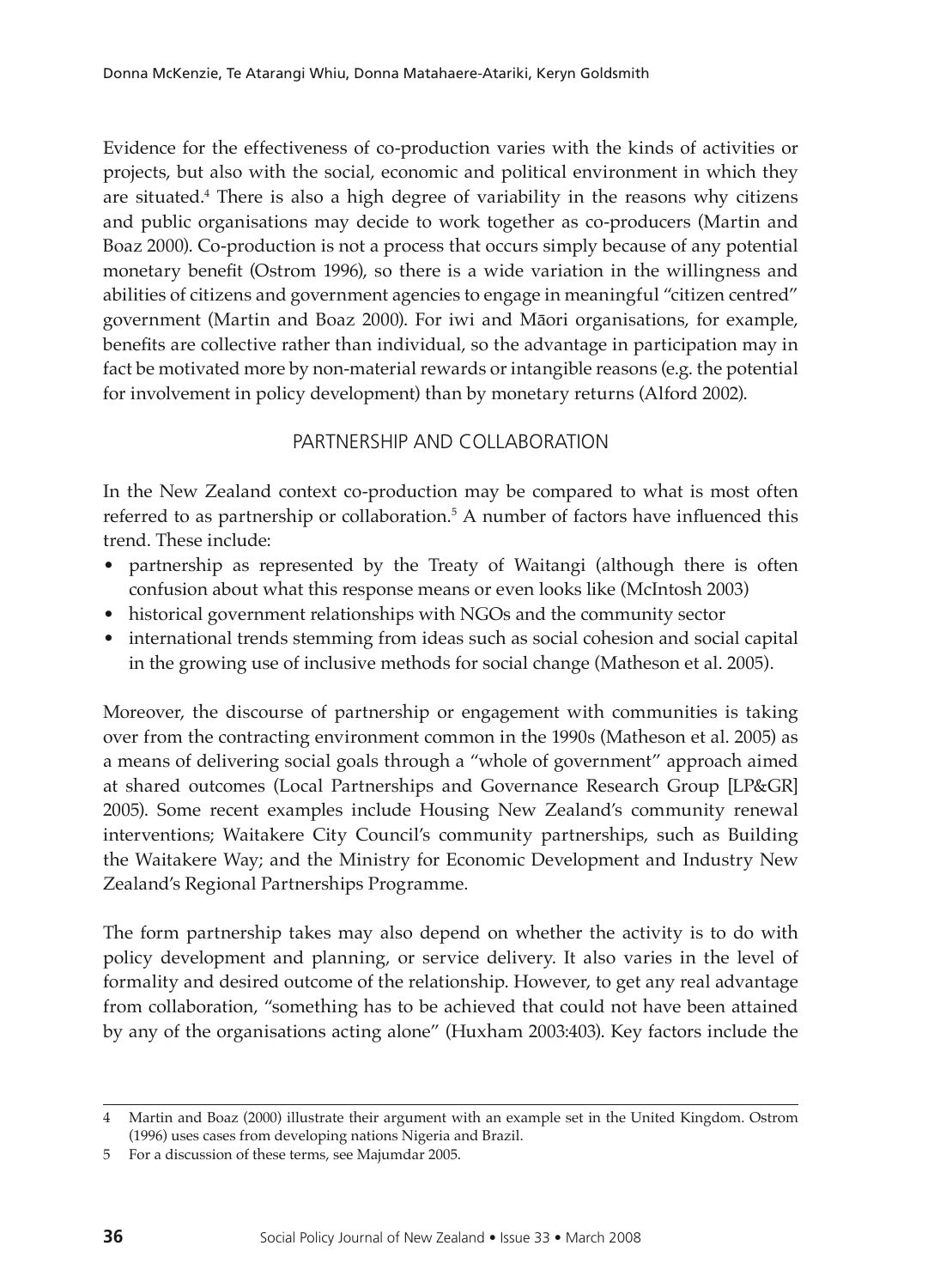Evidence for the effectiveness of co-production varies with the kinds of activities or projects, but also with the social, economic and political environment in which they are situated.[4] There is also a high degree of variability in the reasons why citizens and public organisations may decide to work together as co-producers (Martin and Boaz 2000). Co-production is not a process that occurs simply because of any potential monetary benefit (Ostrom 1996), so there is a wide variation in the willingness and abilities of citizens and government agencies to engage in meaningful "citizen centred" government (Martin and Boaz 2000). For iwi and Māori organisations, for example, benefits are collective rather than individual, so the advantage in participation may in fact be motivated more by non-material rewards or intangible reasons (e.g. the potential for involvement in policy development) than by monetary returns (Alford 2002).

## PARTNERSHIP AND COLLABORATION

In the New Zealand context co-production may be compared to what is most often referred to as partnership or collaboration.[5] A number of factors have influenced this trend. These include:

- partnership as represented by the Treaty of Waitangi (although there is often confusion about what this response means or even looks like (McIntosh 2003)
- historical government relationships with NGOs and the community sector
- international trends stemming from ideas such as social cohesion and social capital in the growing use of inclusive methods for social change (Matheson et al. 2005).

Moreover, the discourse of partnership or engagement with communities is taking over from the contracting environment common in the 1990s (Matheson et al. 2005) as a means of delivering social goals through a "whole of government" approach aimed at shared outcomes (Local Partnerships and Governance Research Group [LP&GR] 2005). Some recent examples include Housing New Zealand's community renewal interventions; Waitakere City Council's community partnerships, such as Building the Waitakere Way; and the Ministry for Economic Development and Industry New Zealand's Regional Partnerships Programme.

The form partnership takes may also depend on whether the activity is to do with policy development and planning, or service delivery. It also varies in the level of formality and desired outcome of the relationship. However, to get any real advantage from collaboration, "something has to be achieved that could not have been attained by any of the organisations acting alone" (Huxham 2003:403). Key factors include the

---

4 Martin and Boaz (2000) illustrate their argument with an example set in the United Kingdom. Ostrom (1996) uses cases from developing nations Nigeria and Brazil.

5 For a discussion of these terms, see Majumdar 2005.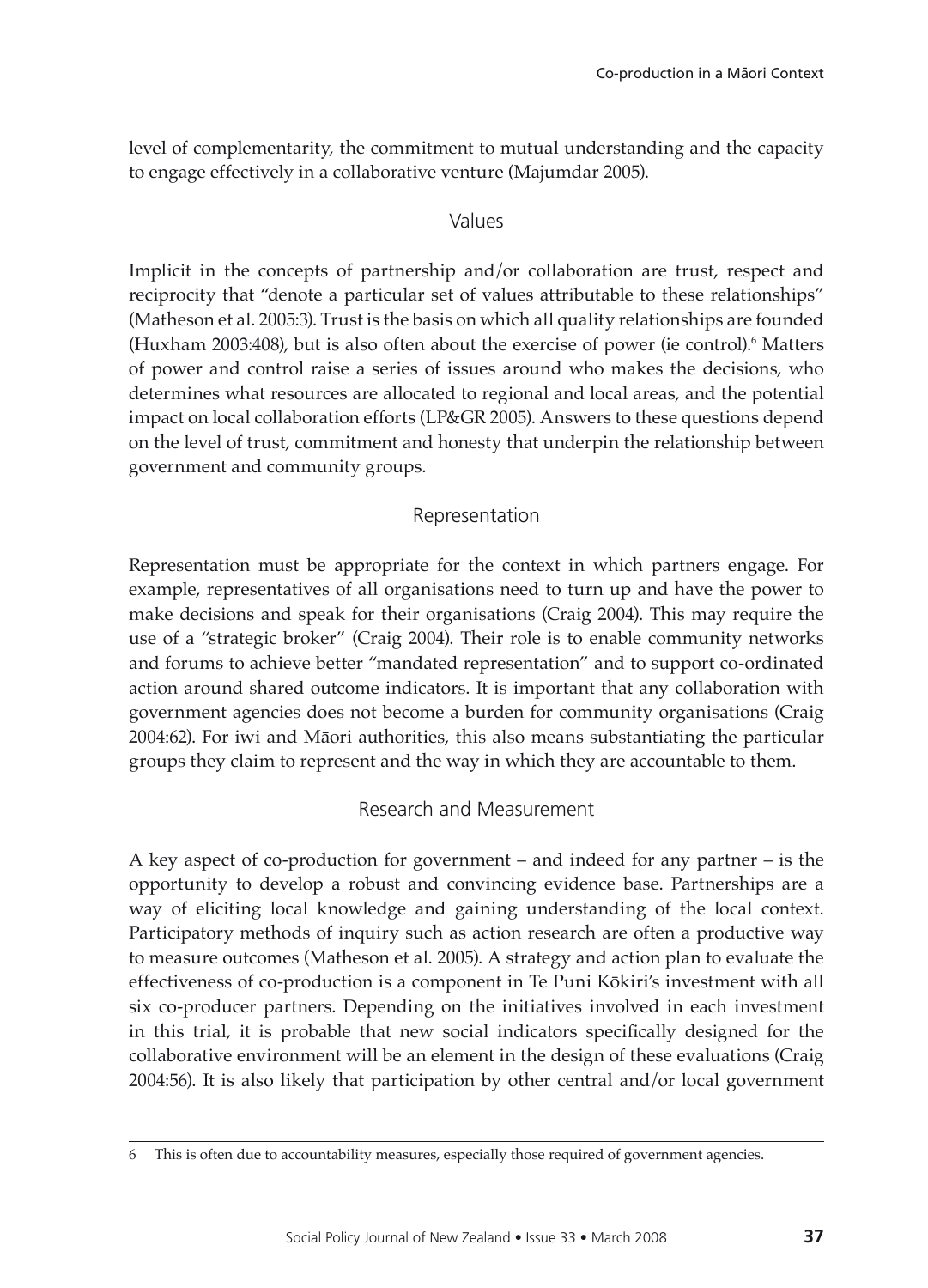level of complementarity, the commitment to mutual understanding and the capacity to engage effectively in a collaborative venture (Majumdar 2005).

### Values

Implicit in the concepts of partnership and/or collaboration are trust, respect and reciprocity that "denote a particular set of values attributable to these relationships" (Matheson et al. 2005:3). Trust is the basis on which all quality relationships are founded (Huxham 2003:408), but is also often about the exercise of power (ie control).[6] Matters of power and control raise a series of issues around who makes the decisions, who determines what resources are allocated to regional and local areas, and the potential impact on local collaboration efforts (LP&GR 2005). Answers to these questions depend on the level of trust, commitment and honesty that underpin the relationship between government and community groups.

### Representation

Representation must be appropriate for the context in which partners engage. For example, representatives of all organisations need to turn up and have the power to make decisions and speak for their organisations (Craig 2004). This may require the use of a "strategic broker" (Craig 2004). Their role is to enable community networks and forums to achieve better "mandated representation" and to support co-ordinated action around shared outcome indicators. It is important that any collaboration with government agencies does not become a burden for community organisations (Craig 2004:62). For iwi and Māori authorities, this also means substantiating the particular groups they claim to represent and the way in which they are accountable to them.

### Research and Measurement

A key aspect of co-production for government – and indeed for any partner – is the opportunity to develop a robust and convincing evidence base. Partnerships are a way of eliciting local knowledge and gaining understanding of the local context. Participatory methods of inquiry such as action research are often a productive way to measure outcomes (Matheson et al. 2005). A strategy and action plan to evaluate the effectiveness of co-production is a component in Te Puni Kōkiri's investment with all six co-producer partners. Depending on the initiatives involved in each investment in this trial, it is probable that new social indicators specifically designed for the collaborative environment will be an element in the design of these evaluations (Craig 2004:56). It is also likely that participation by other central and/or local government

---

6 This is often due to accountability measures, especially those required of government agencies.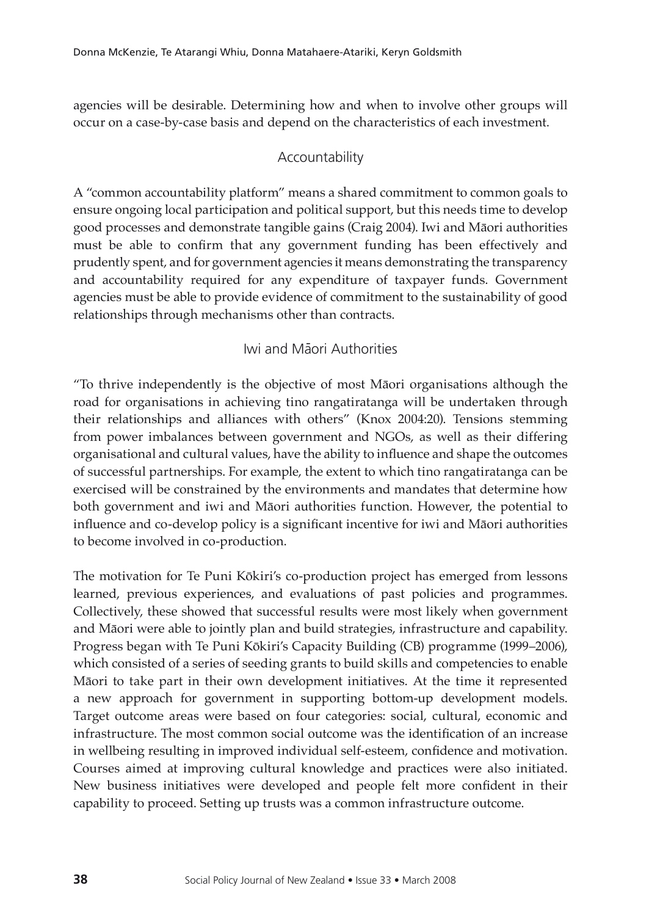agencies will be desirable. Determining how and when to involve other groups will occur on a case-by-case basis and depend on the characteristics of each investment.

### Accountability

A "common accountability platform" means a shared commitment to common goals to ensure ongoing local participation and political support, but this needs time to develop good processes and demonstrate tangible gains (Craig 2004). Iwi and Māori authorities must be able to confirm that any government funding has been effectively and prudently spent, and for government agencies it means demonstrating the transparency and accountability required for any expenditure of taxpayer funds. Government agencies must be able to provide evidence of commitment to the sustainability of good relationships through mechanisms other than contracts.

### Iwi and Māori Authorities

"To thrive independently is the objective of most Māori organisations although the road for organisations in achieving tino rangatiratanga will be undertaken through their relationships and alliances with others" (Knox 2004:20). Tensions stemming from power imbalances between government and NGOs, as well as their differing organisational and cultural values, have the ability to influence and shape the outcomes of successful partnerships. For example, the extent to which tino rangatiratanga can be exercised will be constrained by the environments and mandates that determine how both government and iwi and Māori authorities function. However, the potential to influence and co-develop policy is a significant incentive for iwi and Māori authorities to become involved in co-production.

The motivation for Te Puni Kōkiri's co-production project has emerged from lessons learned, previous experiences, and evaluations of past policies and programmes. Collectively, these showed that successful results were most likely when government and Māori were able to jointly plan and build strategies, infrastructure and capability. Progress began with Te Puni Kōkiri's Capacity Building (CB) programme (1999–2006), which consisted of a series of seeding grants to build skills and competencies to enable Māori to take part in their own development initiatives. At the time it represented a new approach for government in supporting bottom-up development models. Target outcome areas were based on four categories: social, cultural, economic and infrastructure. The most common social outcome was the identification of an increase in wellbeing resulting in improved individual self-esteem, confidence and motivation. Courses aimed at improving cultural knowledge and practices were also initiated. New business initiatives were developed and people felt more confident in their capability to proceed. Setting up trusts was a common infrastructure outcome.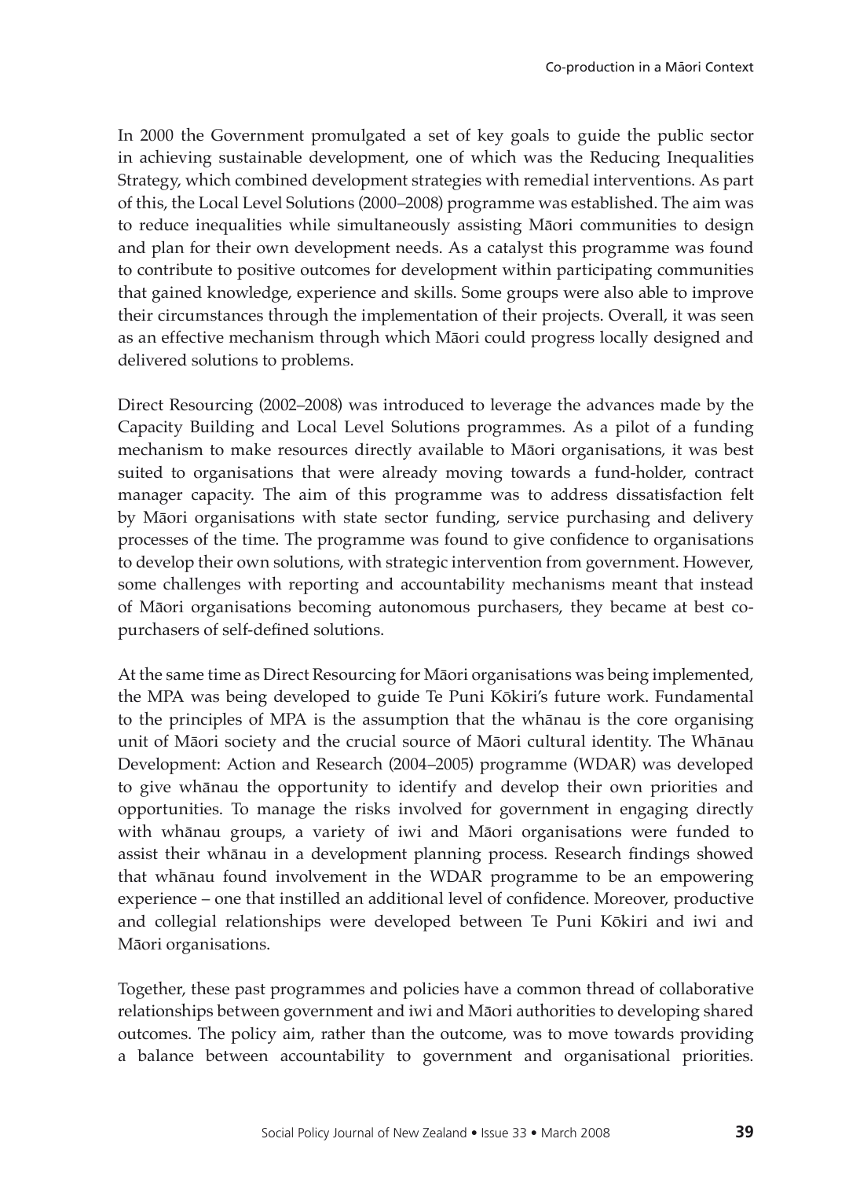In 2000 the Government promulgated a set of key goals to guide the public sector in achieving sustainable development, one of which was the Reducing Inequalities Strategy, which combined development strategies with remedial interventions. As part of this, the Local Level Solutions (2000–2008) programme was established. The aim was to reduce inequalities while simultaneously assisting Māori communities to design and plan for their own development needs. As a catalyst this programme was found to contribute to positive outcomes for development within participating communities that gained knowledge, experience and skills. Some groups were also able to improve their circumstances through the implementation of their projects. Overall, it was seen as an effective mechanism through which Māori could progress locally designed and delivered solutions to problems.

Direct Resourcing (2002–2008) was introduced to leverage the advances made by the Capacity Building and Local Level Solutions programmes. As a pilot of a funding mechanism to make resources directly available to Māori organisations, it was best suited to organisations that were already moving towards a fund-holder, contract manager capacity. The aim of this programme was to address dissatisfaction felt by Māori organisations with state sector funding, service purchasing and delivery processes of the time. The programme was found to give confidence to organisations to develop their own solutions, with strategic intervention from government. However, some challenges with reporting and accountability mechanisms meant that instead of Māori organisations becoming autonomous purchasers, they became at best co-purchasers of self-defined solutions.

At the same time as Direct Resourcing for Māori organisations was being implemented, the MPA was being developed to guide Te Puni Kōkiri's future work. Fundamental to the principles of MPA is the assumption that the whānau is the core organising unit of Māori society and the crucial source of Māori cultural identity. The Whānau Development: Action and Research (2004–2005) programme (WDAR) was developed to give whānau the opportunity to identify and develop their own priorities and opportunities. To manage the risks involved for government in engaging directly with whānau groups, a variety of iwi and Māori organisations were funded to assist their whānau in a development planning process. Research findings showed that whānau found involvement in the WDAR programme to be an empowering experience – one that instilled an additional level of confidence. Moreover, productive and collegial relationships were developed between Te Puni Kōkiri and iwi and Māori organisations.

Together, these past programmes and policies have a common thread of collaborative relationships between government and iwi and Māori authorities to developing shared outcomes. The policy aim, rather than the outcome, was to move towards providing a balance between accountability to government and organisational priorities.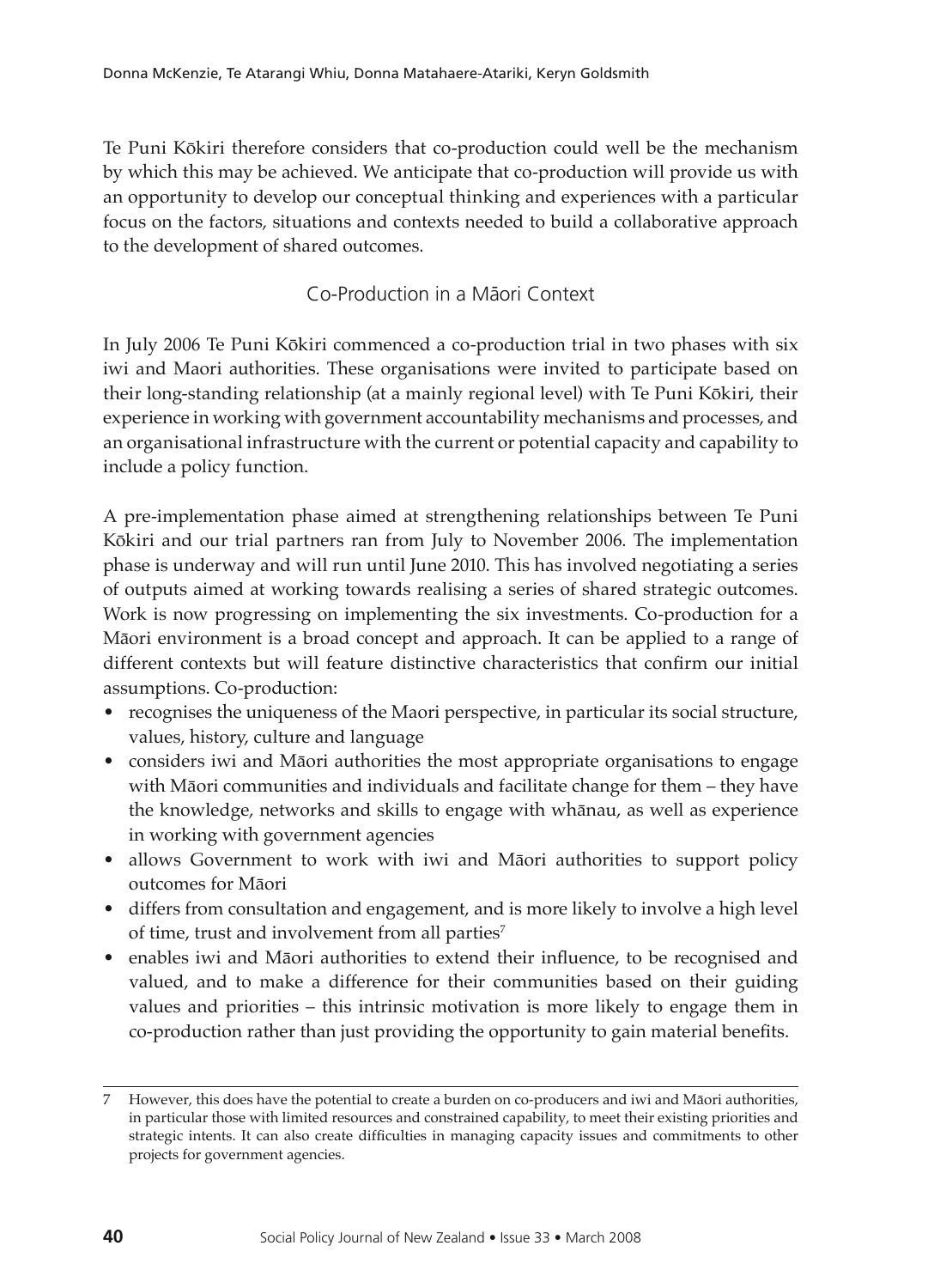Te Puni Kōkiri therefore considers that co-production could well be the mechanism by which this may be achieved. We anticipate that co-production will provide us with an opportunity to develop our conceptual thinking and experiences with a particular focus on the factors, situations and contexts needed to build a collaborative approach to the development of shared outcomes.

## Co-Production in a Māori Context

In July 2006 Te Puni Kōkiri commenced a co-production trial in two phases with six iwi and Maori authorities. These organisations were invited to participate based on their long-standing relationship (at a mainly regional level) with Te Puni Kōkiri, their experience in working with government accountability mechanisms and processes, and an organisational infrastructure with the current or potential capacity and capability to include a policy function.

A pre-implementation phase aimed at strengthening relationships between Te Puni Kōkiri and our trial partners ran from July to November 2006. The implementation phase is underway and will run until June 2010. This has involved negotiating a series of outputs aimed at working towards realising a series of shared strategic outcomes. Work is now progressing on implementing the six investments. Co-production for a Māori environment is a broad concept and approach. It can be applied to a range of different contexts but will feature distinctive characteristics that confirm our initial assumptions. Co-production:

- recognises the uniqueness of the Maori perspective, in particular its social structure, values, history, culture and language
- considers iwi and Māori authorities the most appropriate organisations to engage with Māori communities and individuals and facilitate change for them – they have the knowledge, networks and skills to engage with whānau, as well as experience in working with government agencies
- allows Government to work with iwi and Māori authorities to support policy outcomes for Māori
- differs from consultation and engagement, and is more likely to involve a high level of time, trust and involvement from all parties[7]
- enables iwi and Māori authorities to extend their influence, to be recognised and valued, and to make a difference for their communities based on their guiding values and priorities – this intrinsic motivation is more likely to engage them in co-production rather than just providing the opportunity to gain material benefits.

---

7 However, this does have the potential to create a burden on co-producers and iwi and Māori authorities, in particular those with limited resources and constrained capability, to meet their existing priorities and strategic intents. It can also create difficulties in managing capacity issues and commitments to other projects for government agencies.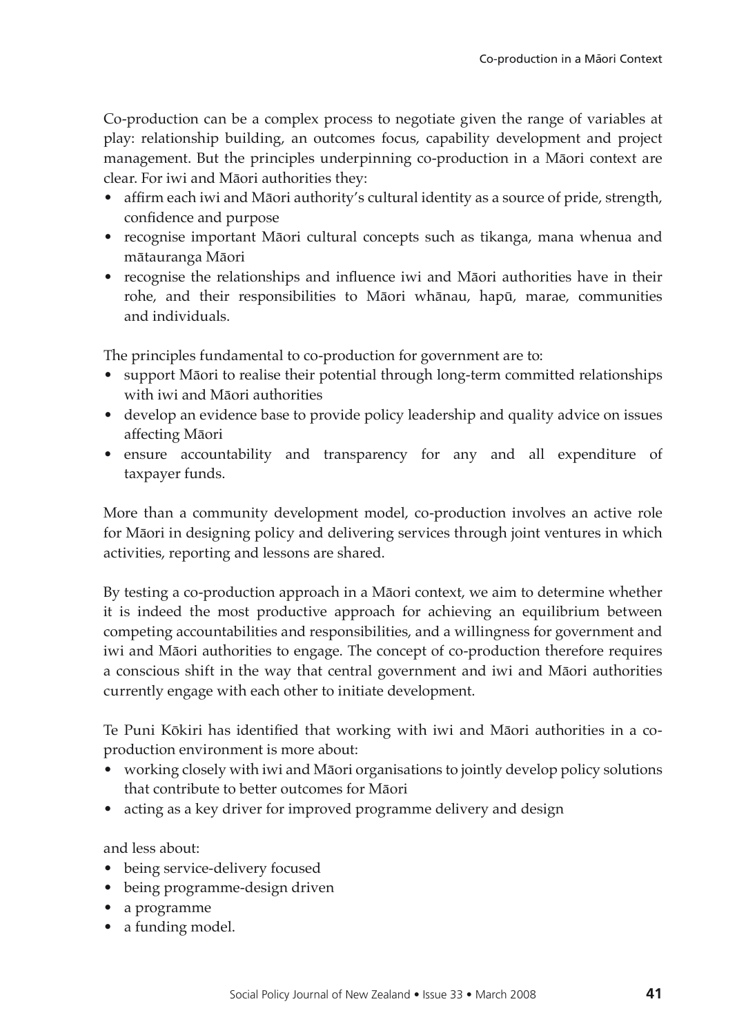Co-production can be a complex process to negotiate given the range of variables at play: relationship building, an outcomes focus, capability development and project management. But the principles underpinning co-production in a Māori context are clear. For iwi and Māori authorities they:

- affirm each iwi and Māori authority's cultural identity as a source of pride, strength, confidence and purpose
- recognise important Māori cultural concepts such as tikanga, mana whenua and mātauranga Māori
- recognise the relationships and influence iwi and Māori authorities have in their rohe, and their responsibilities to Māori whānau, hapū, marae, communities and individuals.

The principles fundamental to co-production for government are to:

- support Māori to realise their potential through long-term committed relationships with iwi and Māori authorities
- develop an evidence base to provide policy leadership and quality advice on issues affecting Māori
- ensure accountability and transparency for any and all expenditure of taxpayer funds.

More than a community development model, co-production involves an active role for Māori in designing policy and delivering services through joint ventures in which activities, reporting and lessons are shared.

By testing a co-production approach in a Māori context, we aim to determine whether it is indeed the most productive approach for achieving an equilibrium between competing accountabilities and responsibilities, and a willingness for government and iwi and Māori authorities to engage. The concept of co-production therefore requires a conscious shift in the way that central government and iwi and Māori authorities currently engage with each other to initiate development.

Te Puni Kōkiri has identified that working with iwi and Māori authorities in a co-production environment is more about:

- working closely with iwi and Māori organisations to jointly develop policy solutions that contribute to better outcomes for Māori
- acting as a key driver for improved programme delivery and design

and less about:

- being service-delivery focused
- being programme-design driven
- a programme
- a funding model.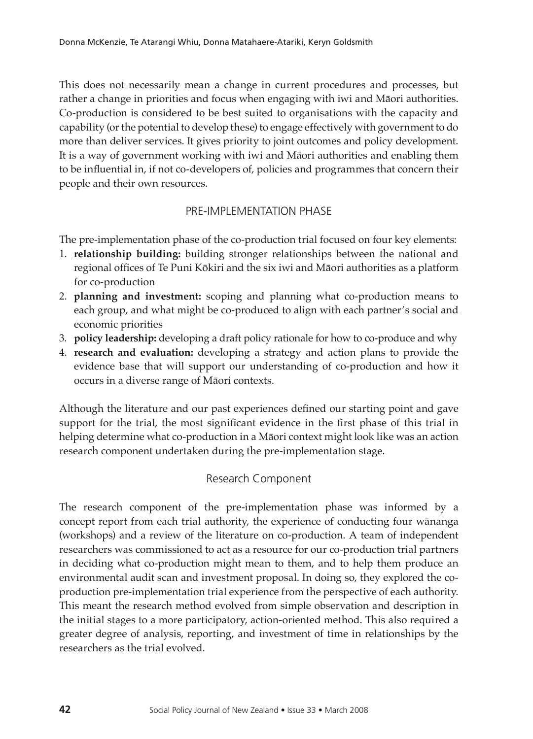This does not necessarily mean a change in current procedures and processes, but rather a change in priorities and focus when engaging with iwi and Māori authorities. Co-production is considered to be best suited to organisations with the capacity and capability (or the potential to develop these) to engage effectively with government to do more than deliver services. It gives priority to joint outcomes and policy development. It is a way of government working with iwi and Māori authorities and enabling them to be influential in, if not co-developers of, policies and programmes that concern their people and their own resources.

## PRE-IMPLEMENTATION PHASE

The pre-implementation phase of the co-production trial focused on four key elements:

1. **relationship building:** building stronger relationships between the national and regional offices of Te Puni Kōkiri and the six iwi and Māori authorities as a platform for co-production
2. **planning and investment:** scoping and planning what co-production means to each group, and what might be co-produced to align with each partner's social and economic priorities
3. **policy leadership:** developing a draft policy rationale for how to co-produce and why
4. **research and evaluation:** developing a strategy and action plans to provide the evidence base that will support our understanding of co-production and how it occurs in a diverse range of Māori contexts.

Although the literature and our past experiences defined our starting point and gave support for the trial, the most significant evidence in the first phase of this trial in helping determine what co-production in a Māori context might look like was an action research component undertaken during the pre-implementation stage.

### Research Component

The research component of the pre-implementation phase was informed by a concept report from each trial authority, the experience of conducting four wānanga (workshops) and a review of the literature on co-production. A team of independent researchers was commissioned to act as a resource for our co-production trial partners in deciding what co-production might mean to them, and to help them produce an environmental audit scan and investment proposal. In doing so, they explored the co-production pre-implementation trial experience from the perspective of each authority. This meant the research method evolved from simple observation and description in the initial stages to a more participatory, action-oriented method. This also required a greater degree of analysis, reporting, and investment of time in relationships by the researchers as the trial evolved.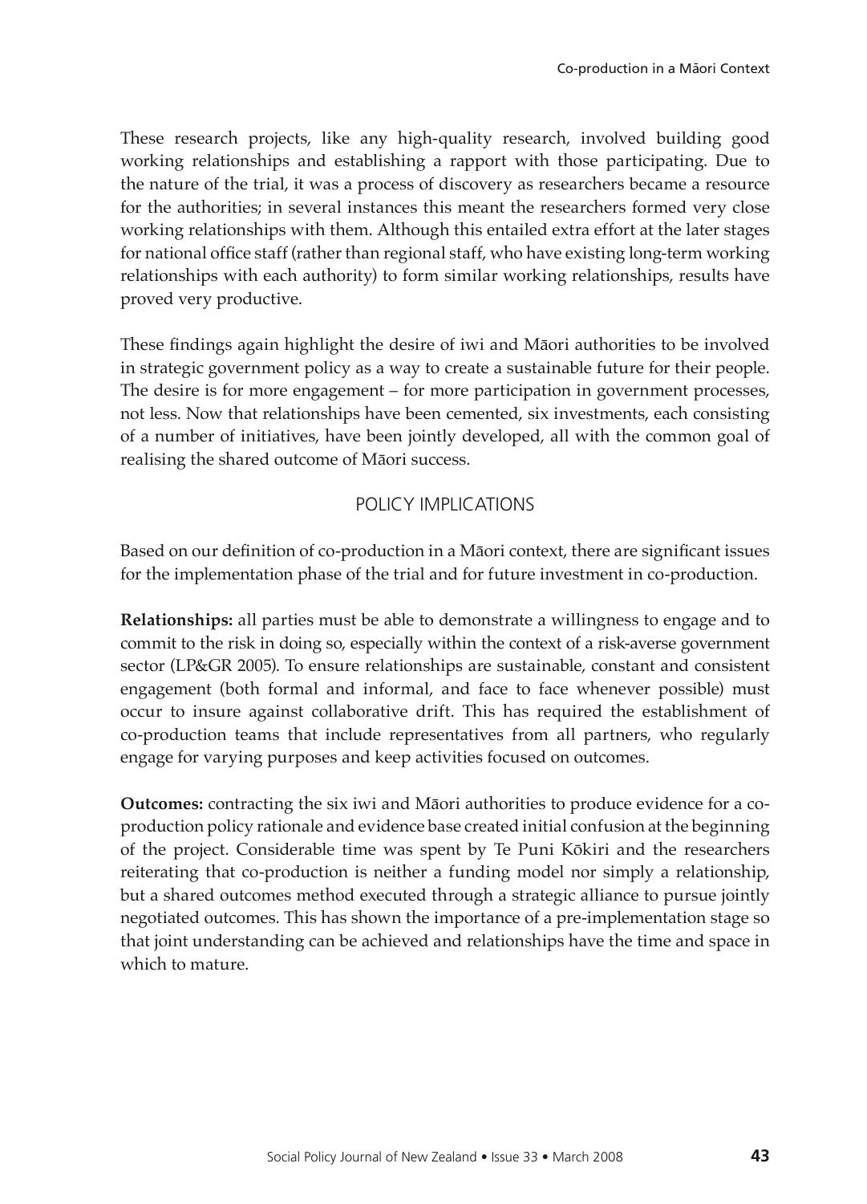These research projects, like any high-quality research, involved building good working relationships and establishing a rapport with those participating. Due to the nature of the trial, it was a process of discovery as researchers became a resource for the authorities; in several instances this meant the researchers formed very close working relationships with them. Although this entailed extra effort at the later stages for national office staff (rather than regional staff, who have existing long-term working relationships with each authority) to form similar working relationships, results have proved very productive.

These findings again highlight the desire of iwi and Māori authorities to be involved in strategic government policy as a way to create a sustainable future for their people. The desire is for more engagement – for more participation in government processes, not less. Now that relationships have been cemented, six investments, each consisting of a number of initiatives, have been jointly developed, all with the common goal of realising the shared outcome of Māori success.

## POLICY IMPLICATIONS

Based on our definition of co-production in a Māori context, there are significant issues for the implementation phase of the trial and for future investment in co-production.

**Relationships:** all parties must be able to demonstrate a willingness to engage and to commit to the risk in doing so, especially within the context of a risk-averse government sector (LP&GR 2005). To ensure relationships are sustainable, constant and consistent engagement (both formal and informal, and face to face whenever possible) must occur to insure against collaborative drift. This has required the establishment of co-production teams that include representatives from all partners, who regularly engage for varying purposes and keep activities focused on outcomes.

**Outcomes:** contracting the six iwi and Māori authorities to produce evidence for a co-production policy rationale and evidence base created initial confusion at the beginning of the project. Considerable time was spent by Te Puni Kōkiri and the researchers reiterating that co-production is neither a funding model nor simply a relationship, but a shared outcomes method executed through a strategic alliance to pursue jointly negotiated outcomes. This has shown the importance of a pre-implementation stage so that joint understanding can be achieved and relationships have the time and space in which to mature.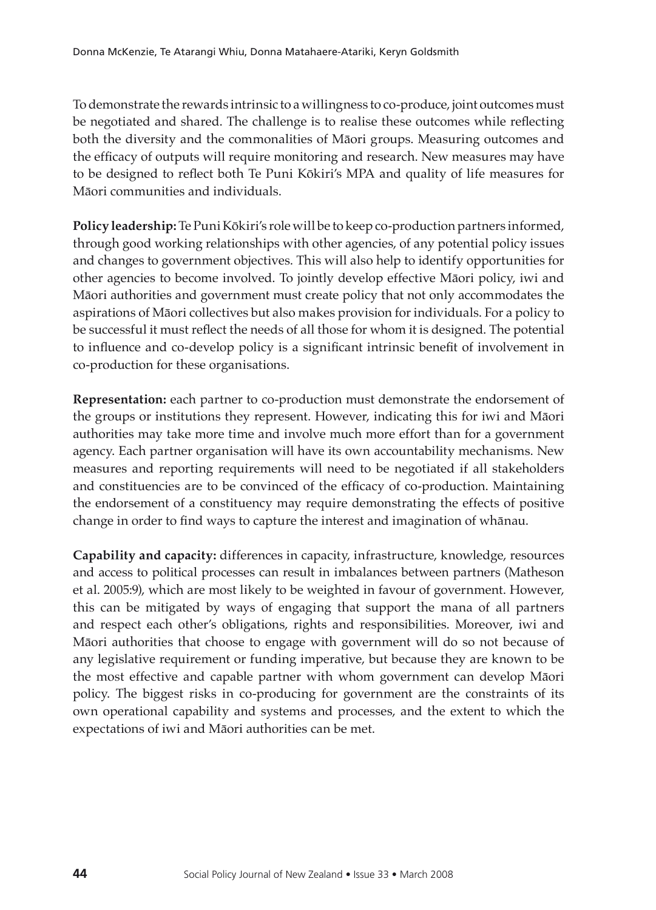To demonstrate the rewards intrinsic to a willingness to co-produce, joint outcomes must be negotiated and shared. The challenge is to realise these outcomes while reflecting both the diversity and the commonalities of Māori groups. Measuring outcomes and the efficacy of outputs will require monitoring and research. New measures may have to be designed to reflect both Te Puni Kōkiri's MPA and quality of life measures for Māori communities and individuals.

**Policy leadership:** Te Puni Kōkiri's role will be to keep co-production partners informed, through good working relationships with other agencies, of any potential policy issues and changes to government objectives. This will also help to identify opportunities for other agencies to become involved. To jointly develop effective Māori policy, iwi and Māori authorities and government must create policy that not only accommodates the aspirations of Māori collectives but also makes provision for individuals. For a policy to be successful it must reflect the needs of all those for whom it is designed. The potential to influence and co-develop policy is a significant intrinsic benefit of involvement in co-production for these organisations.

**Representation:** each partner to co-production must demonstrate the endorsement of the groups or institutions they represent. However, indicating this for iwi and Māori authorities may take more time and involve much more effort than for a government agency. Each partner organisation will have its own accountability mechanisms. New measures and reporting requirements will need to be negotiated if all stakeholders and constituencies are to be convinced of the efficacy of co-production. Maintaining the endorsement of a constituency may require demonstrating the effects of positive change in order to find ways to capture the interest and imagination of whānau.

**Capability and capacity:** differences in capacity, infrastructure, knowledge, resources and access to political processes can result in imbalances between partners (Matheson et al. 2005:9), which are most likely to be weighted in favour of government. However, this can be mitigated by ways of engaging that support the mana of all partners and respect each other's obligations, rights and responsibilities. Moreover, iwi and Māori authorities that choose to engage with government will do so not because of any legislative requirement or funding imperative, but because they are known to be the most effective and capable partner with whom government can develop Māori policy. The biggest risks in co-producing for government are the constraints of its own operational capability and systems and processes, and the extent to which the expectations of iwi and Māori authorities can be met.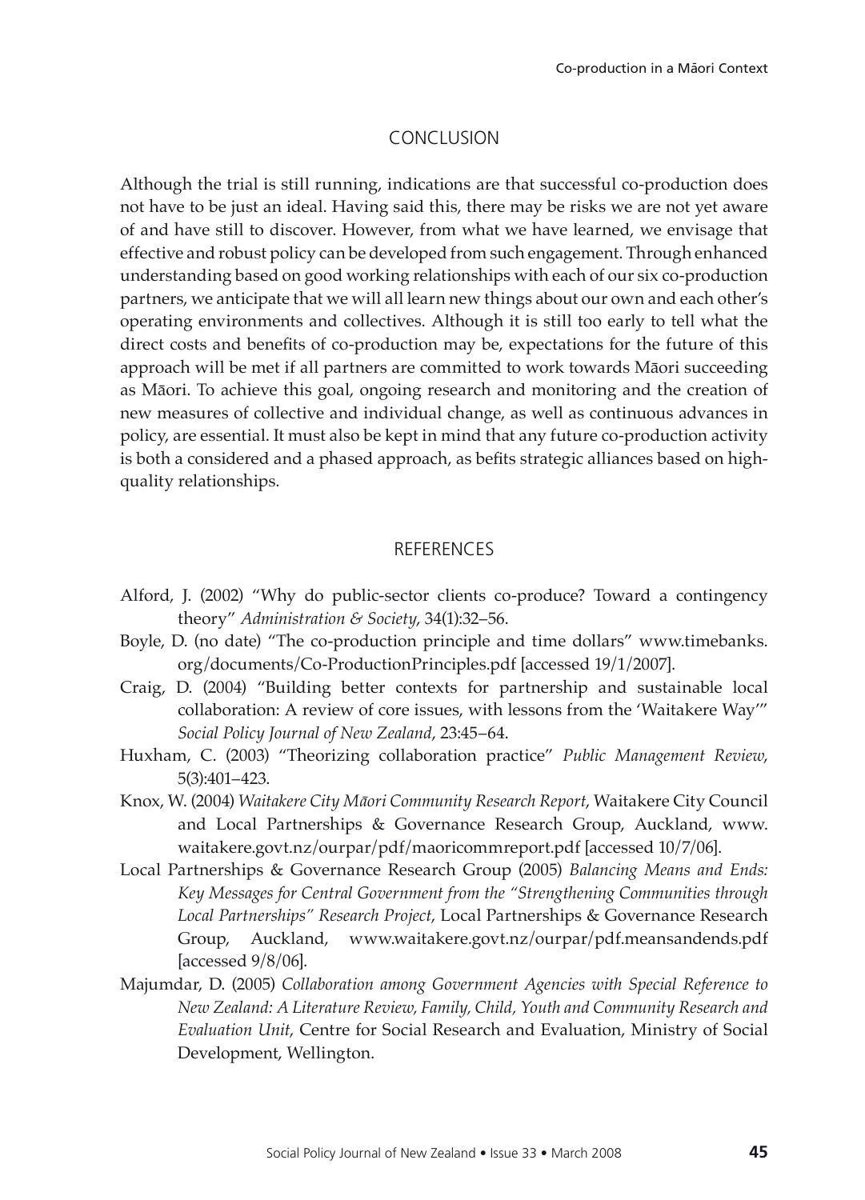## CONCLUSION

Although the trial is still running, indications are that successful co-production does not have to be just an ideal. Having said this, there may be risks we are not yet aware of and have still to discover. However, from what we have learned, we envisage that effective and robust policy can be developed from such engagement. Through enhanced understanding based on good working relationships with each of our six co-production partners, we anticipate that we will all learn new things about our own and each other's operating environments and collectives. Although it is still too early to tell what the direct costs and benefits of co-production may be, expectations for the future of this approach will be met if all partners are committed to work towards Māori succeeding as Māori. To achieve this goal, ongoing research and monitoring and the creation of new measures of collective and individual change, as well as continuous advances in policy, are essential. It must also be kept in mind that any future co-production activity is both a considered and a phased approach, as befits strategic alliances based on high-quality relationships.

## REFERENCES

Alford, J. (2002) "Why do public-sector clients co-produce? Toward a contingency theory" *Administration & Society*, 34(1):32–56.

Boyle, D. (no date) "The co-production principle and time dollars" www.timebanks.org/documents/Co-ProductionPrinciples.pdf [accessed 19/1/2007].

Craig, D. (2004) "Building better contexts for partnership and sustainable local collaboration: A review of core issues, with lessons from the 'Waitakere Way'" *Social Policy Journal of New Zealand*, 23:45–64.

Huxham, C. (2003) "Theorizing collaboration practice" *Public Management Review*, 5(3):401–423.

Knox, W. (2004) *Waitakere City Māori Community Research Report*, Waitakere City Council and Local Partnerships & Governance Research Group, Auckland, www.waitakere.govt.nz/ourpar/pdf/maoricommreport.pdf [accessed 10/7/06].

Local Partnerships & Governance Research Group (2005) *Balancing Means and Ends: Key Messages for Central Government from the "Strengthening Communities through Local Partnerships" Research Project*, Local Partnerships & Governance Research Group, Auckland, www.waitakere.govt.nz/ourpar/pdf.meansandends.pdf [accessed 9/8/06].

Majumdar, D. (2005) *Collaboration among Government Agencies with Special Reference to New Zealand: A Literature Review, Family, Child, Youth and Community Research and Evaluation Unit*, Centre for Social Research and Evaluation, Ministry of Social Development, Wellington.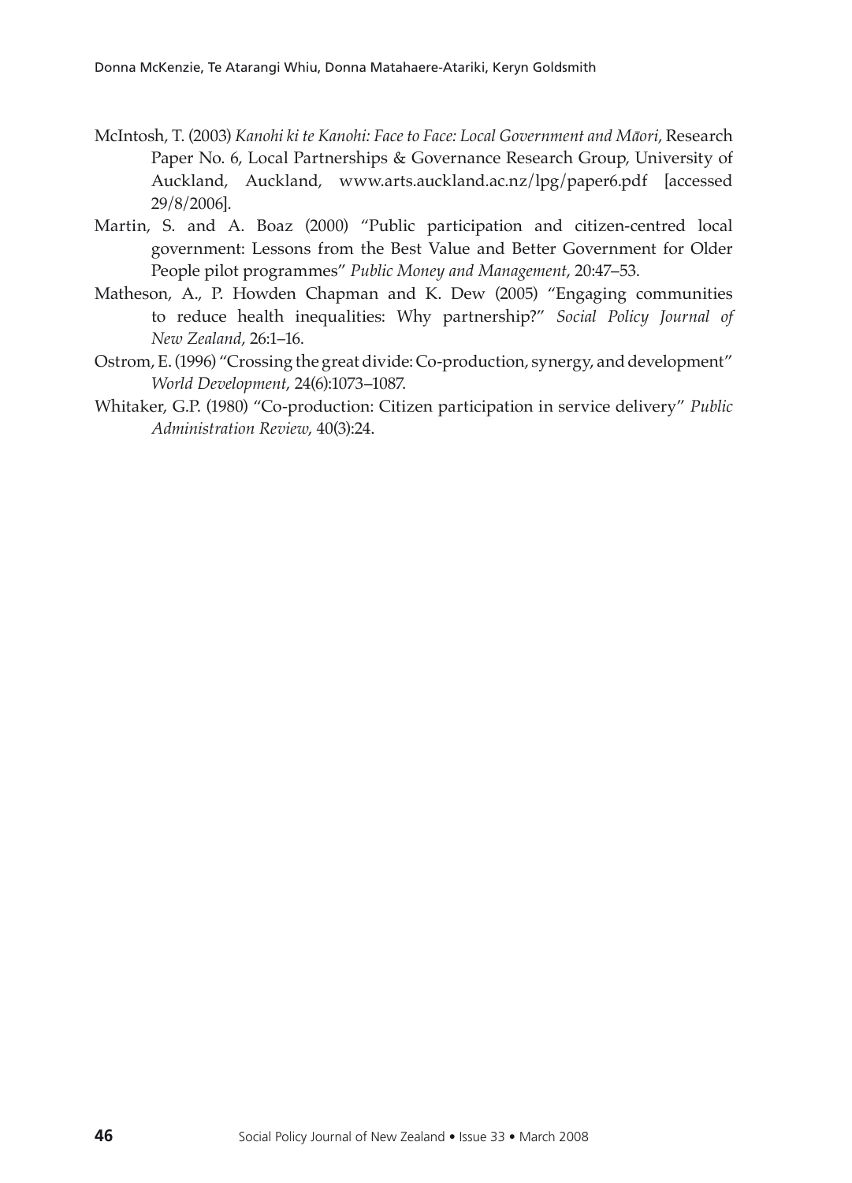McIntosh, T. (2003) *Kanohi ki te Kanohi: Face to Face: Local Government and Māori*, Research Paper No. 6, Local Partnerships & Governance Research Group, University of Auckland, Auckland, www.arts.auckland.ac.nz/lpg/paper6.pdf [accessed 29/8/2006].

Martin, S. and A. Boaz (2000) "Public participation and citizen-centred local government: Lessons from the Best Value and Better Government for Older People pilot programmes" *Public Money and Management*, 20:47–53.

Matheson, A., P. Howden Chapman and K. Dew (2005) "Engaging communities to reduce health inequalities: Why partnership?" *Social Policy Journal of New Zealand*, 26:1–16.

Ostrom, E. (1996) "Crossing the great divide: Co-production, synergy, and development" *World Development*, 24(6):1073–1087.

Whitaker, G.P. (1980) "Co-production: Citizen participation in service delivery" *Public Administration Review*, 40(3):24.